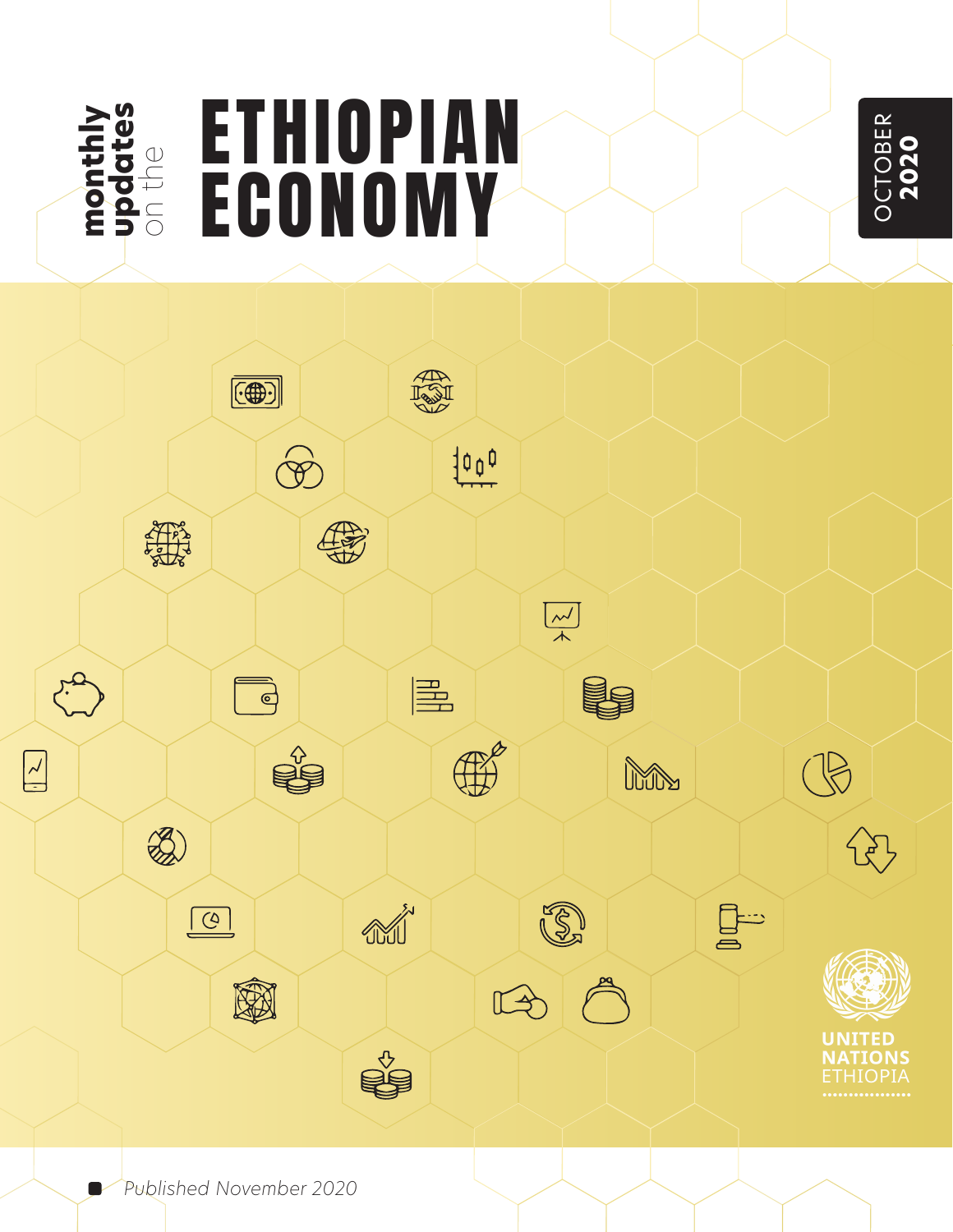monthly updates on the

# ETHIOPIAN ECONOMY

OCTOBER **2020**

UNITED NATIONS ETHIOPIA

*Published November 2020*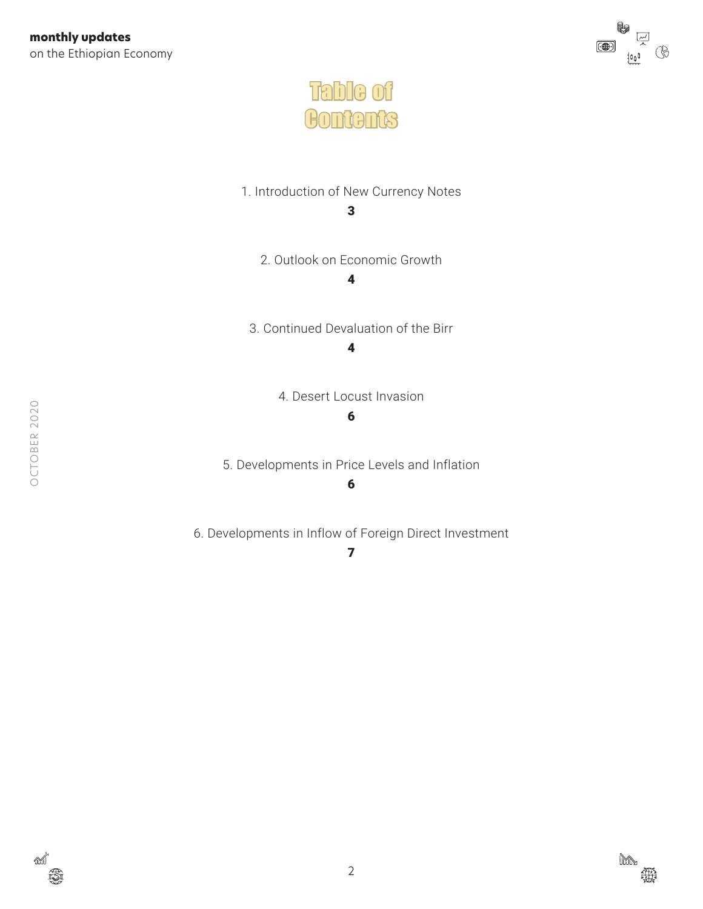# Table of Contents

1. Introduction of New Currency Notes
**3**

2. Outlook on Economic Growth
**4**

3. Continued Devaluation of the Birr
**4**

4. Desert Locust Invasion
**6**

5. Developments in Price Levels and Inflation
**6**

6. Developments in Inflow of Foreign Direct Investment
**7**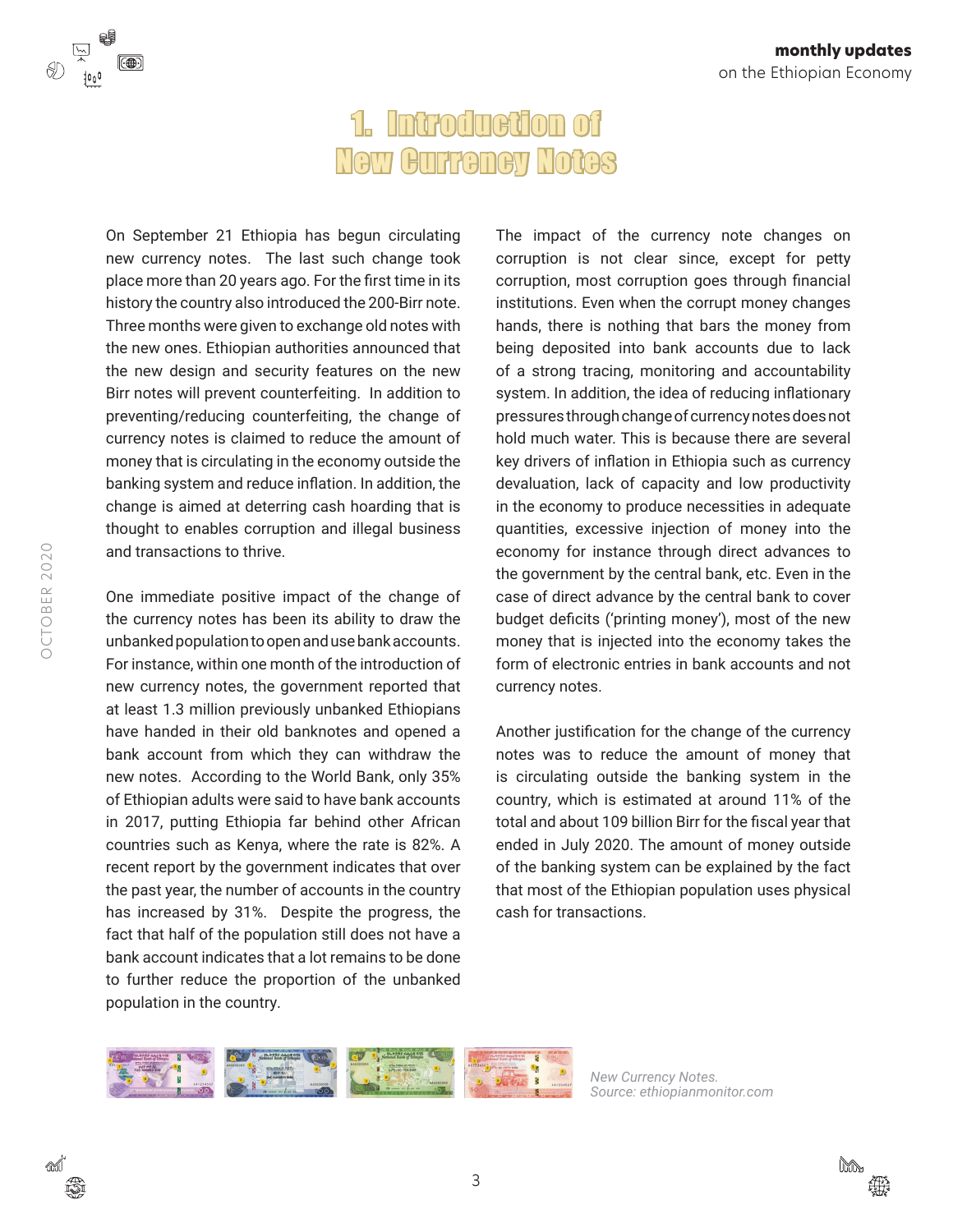# 1. Introduction of New Currency Notes

On September 21 Ethiopia has begun circulating new currency notes. The last such change took place more than 20 years ago. For the first time in its history the country also introduced the 200-Birr note. Three months were given to exchange old notes with the new ones. Ethiopian authorities announced that the new design and security features on the new Birr notes will prevent counterfeiting. In addition to preventing/reducing counterfeiting, the change of currency notes is claimed to reduce the amount of money that is circulating in the economy outside the banking system and reduce inflation. In addition, the change is aimed at deterring cash hoarding that is thought to enables corruption and illegal business and transactions to thrive.

One immediate positive impact of the change of the currency notes has been its ability to draw the unbanked population to open and use bank accounts. For instance, within one month of the introduction of new currency notes, the government reported that at least 1.3 million previously unbanked Ethiopians have handed in their old banknotes and opened a bank account from which they can withdraw the new notes. According to the World Bank, only 35% of Ethiopian adults were said to have bank accounts in 2017, putting Ethiopia far behind other African countries such as Kenya, where the rate is 82%. A recent report by the government indicates that over the past year, the number of accounts in the country has increased by 31%. Despite the progress, the fact that half of the population still does not have a bank account indicates that a lot remains to be done to further reduce the proportion of the unbanked population in the country.

The impact of the currency note changes on corruption is not clear since, except for petty corruption, most corruption goes through financial institutions. Even when the corrupt money changes hands, there is nothing that bars the money from being deposited into bank accounts due to lack of a strong tracing, monitoring and accountability system. In addition, the idea of reducing inflationary pressures through change of currency notes does not hold much water. This is because there are several key drivers of inflation in Ethiopia such as currency devaluation, lack of capacity and low productivity in the economy to produce necessities in adequate quantities, excessive injection of money into the economy for instance through direct advances to the government by the central bank, etc. Even in the case of direct advance by the central bank to cover budget deficits ('printing money'), most of the new money that is injected into the economy takes the form of electronic entries in bank accounts and not currency notes.

Another justification for the change of the currency notes was to reduce the amount of money that is circulating outside the banking system in the country, which is estimated at around 11% of the total and about 109 billion Birr for the fiscal year that ended in July 2020. The amount of money outside of the banking system can be explained by the fact that most of the Ethiopian population uses physical cash for transactions.

*New Currency Notes.*
*Source: ethiopianmonitor.com*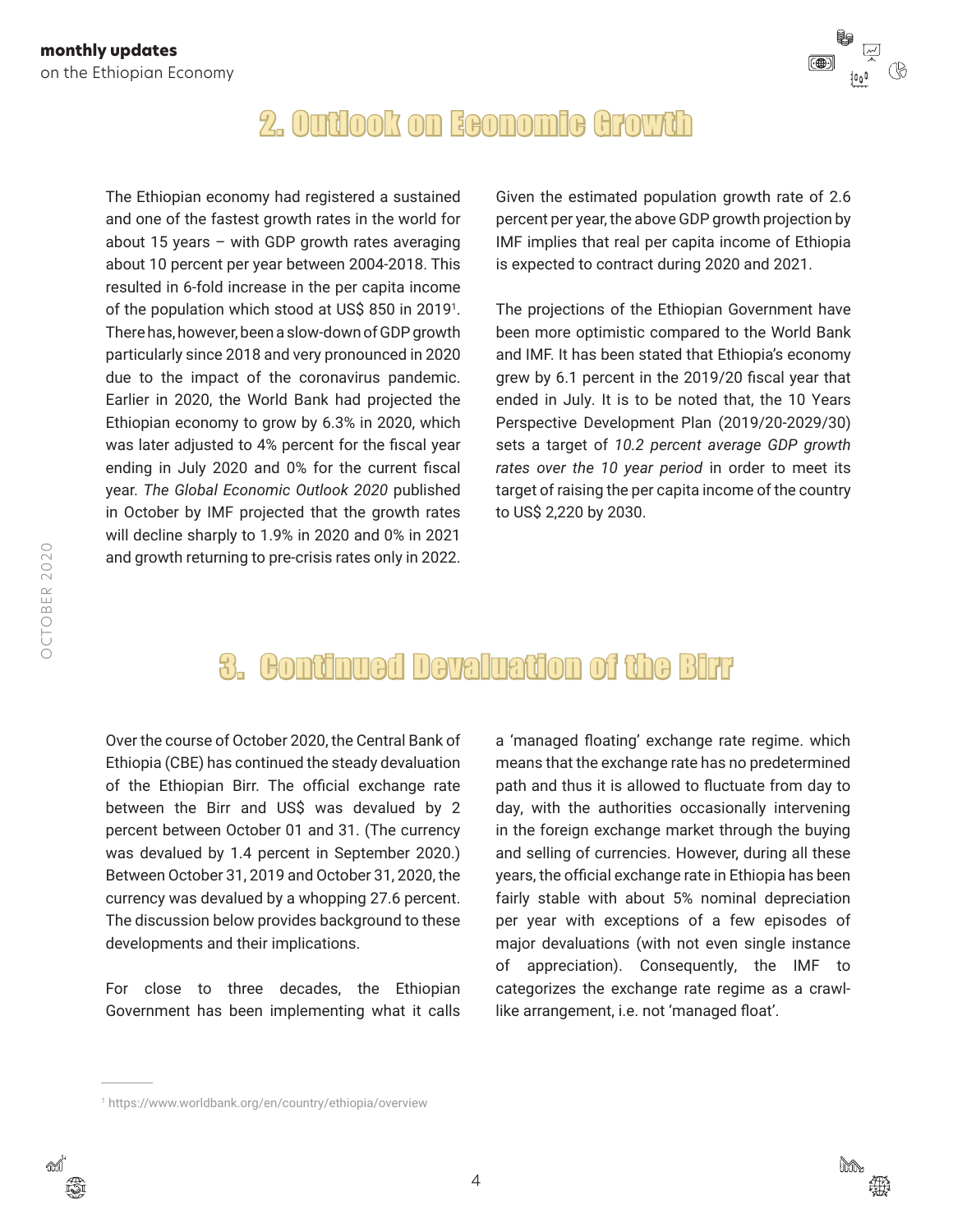## 2. Outlook on Economic Growth

The Ethiopian economy had registered a sustained and one of the fastest growth rates in the world for about 15 years – with GDP growth rates averaging about 10 percent per year between 2004-2018. This resulted in 6-fold increase in the per capita income of the population which stood at US$ 850 in 2019[1]. There has, however, been a slow-down of GDP growth particularly since 2018 and very pronounced in 2020 due to the impact of the coronavirus pandemic. Earlier in 2020, the World Bank had projected the Ethiopian economy to grow by 6.3% in 2020, which was later adjusted to 4% percent for the fiscal year ending in July 2020 and 0% for the current fiscal year. *The Global Economic Outlook 2020* published in October by IMF projected that the growth rates will decline sharply to 1.9% in 2020 and 0% in 2021 and growth returning to pre-crisis rates only in 2022.

Given the estimated population growth rate of 2.6 percent per year, the above GDP growth projection by IMF implies that real per capita income of Ethiopia is expected to contract during 2020 and 2021.

The projections of the Ethiopian Government have been more optimistic compared to the World Bank and IMF. It has been stated that Ethiopia's economy grew by 6.1 percent in the 2019/20 fiscal year that ended in July. It is to be noted that, the 10 Years Perspective Development Plan (2019/20-2029/30) sets a target of *10.2 percent average GDP growth rates over the 10 year period* in order to meet its target of raising the per capita income of the country to US$ 2,220 by 2030.

## 3. Continued Devaluation of the Birr

Over the course of October 2020, the Central Bank of Ethiopia (CBE) has continued the steady devaluation of the Ethiopian Birr. The official exchange rate between the Birr and US$ was devalued by 2 percent between October 01 and 31. (The currency was devalued by 1.4 percent in September 2020.) Between October 31, 2019 and October 31, 2020, the currency was devalued by a whopping 27.6 percent. The discussion below provides background to these developments and their implications.

For close to three decades, the Ethiopian Government has been implementing what it calls a 'managed floating' exchange rate regime. which means that the exchange rate has no predetermined path and thus it is allowed to fluctuate from day to day, with the authorities occasionally intervening in the foreign exchange market through the buying and selling of currencies. However, during all these years, the official exchange rate in Ethiopia has been fairly stable with about 5% nominal depreciation per year with exceptions of a few episodes of major devaluations (with not even single instance of appreciation). Consequently, the IMF to categorizes the exchange rate regime as a crawl-like arrangement, i.e. not 'managed float'.

[1] https://www.worldbank.org/en/country/ethiopia/overview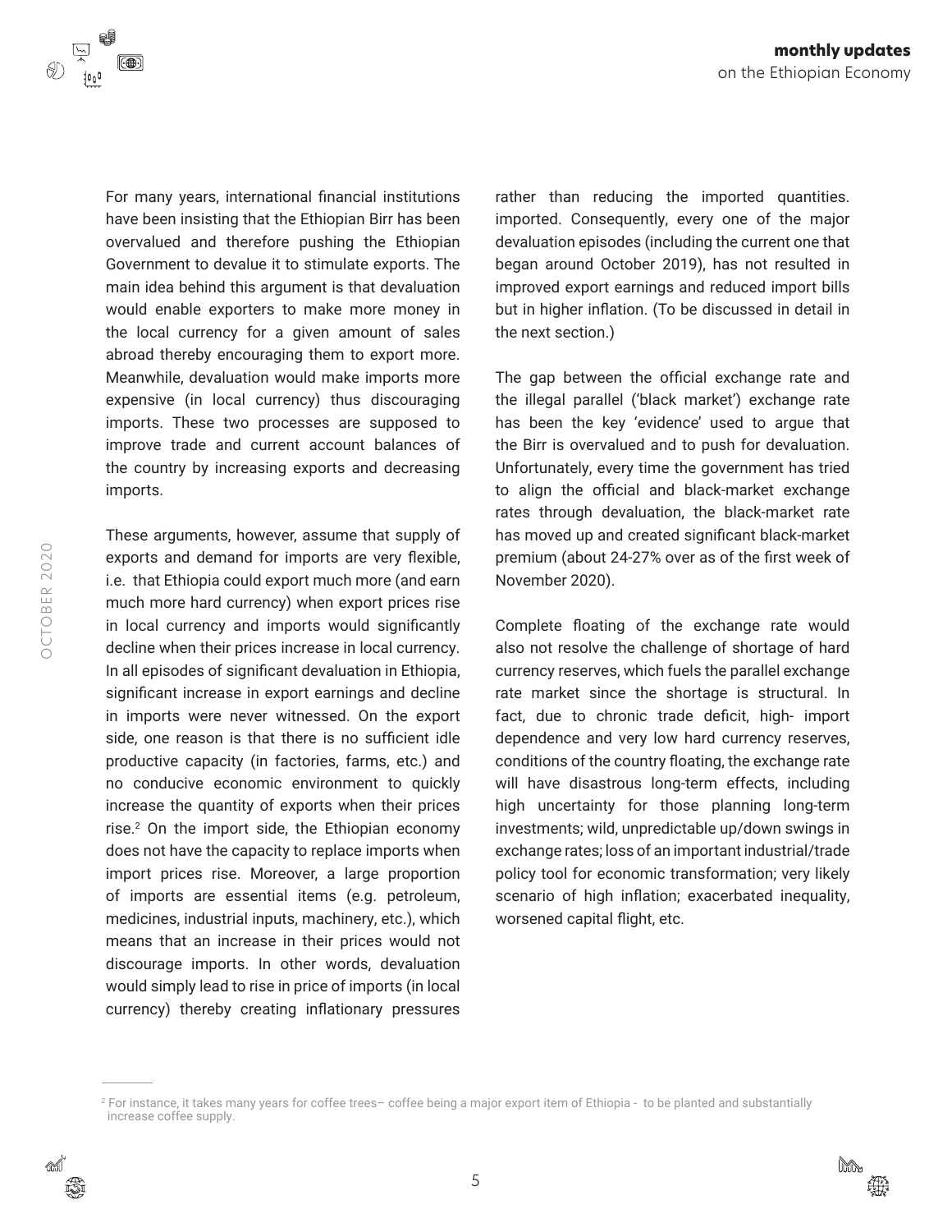For many years, international financial institutions have been insisting that the Ethiopian Birr has been overvalued and therefore pushing the Ethiopian Government to devalue it to stimulate exports. The main idea behind this argument is that devaluation would enable exporters to make more money in the local currency for a given amount of sales abroad thereby encouraging them to export more. Meanwhile, devaluation would make imports more expensive (in local currency) thus discouraging imports. These two processes are supposed to improve trade and current account balances of the country by increasing exports and decreasing imports.

These arguments, however, assume that supply of exports and demand for imports are very flexible, i.e. that Ethiopia could export much more (and earn much more hard currency) when export prices rise in local currency and imports would significantly decline when their prices increase in local currency. In all episodes of significant devaluation in Ethiopia, significant increase in export earnings and decline in imports were never witnessed. On the export side, one reason is that there is no sufficient idle productive capacity (in factories, farms, etc.) and no conducive economic environment to quickly increase the quantity of exports when their prices rise.[2] On the import side, the Ethiopian economy does not have the capacity to replace imports when import prices rise. Moreover, a large proportion of imports are essential items (e.g. petroleum, medicines, industrial inputs, machinery, etc.), which means that an increase in their prices would not discourage imports. In other words, devaluation would simply lead to rise in price of imports (in local currency) thereby creating inflationary pressures rather than reducing the imported quantities. imported. Consequently, every one of the major devaluation episodes (including the current one that began around October 2019), has not resulted in improved export earnings and reduced import bills but in higher inflation. (To be discussed in detail in the next section.)

The gap between the official exchange rate and the illegal parallel ('black market') exchange rate has been the key 'evidence' used to argue that the Birr is overvalued and to push for devaluation. Unfortunately, every time the government has tried to align the official and black-market exchange rates through devaluation, the black-market rate has moved up and created significant black-market premium (about 24-27% over as of the first week of November 2020).

Complete floating of the exchange rate would also not resolve the challenge of shortage of hard currency reserves, which fuels the parallel exchange rate market since the shortage is structural. In fact, due to chronic trade deficit, high- import dependence and very low hard currency reserves, conditions of the country floating, the exchange rate will have disastrous long-term effects, including high uncertainty for those planning long-term investments; wild, unpredictable up/down swings in exchange rates; loss of an important industrial/trade policy tool for economic transformation; very likely scenario of high inflation; exacerbated inequality, worsened capital flight, etc.

---

[2] For instance, it takes many years for coffee trees– coffee being a major export item of Ethiopia - to be planted and substantially increase coffee supply.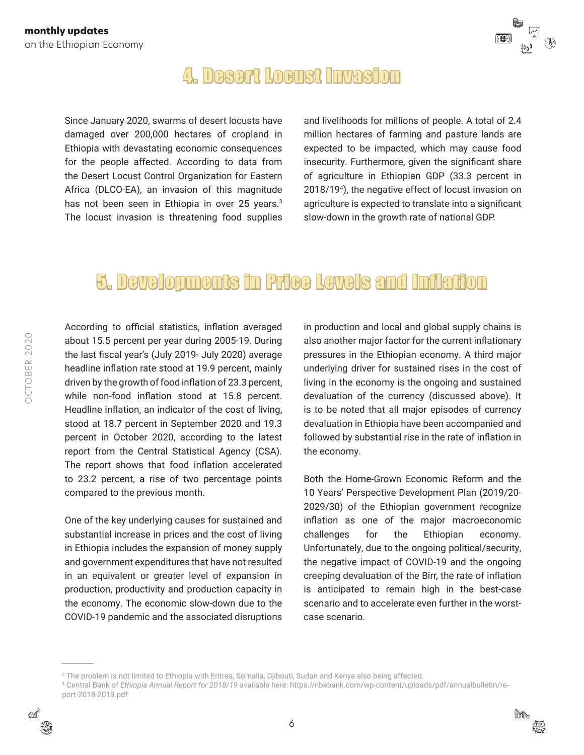## 4. Desert Locust Invasion

Since January 2020, swarms of desert locusts have damaged over 200,000 hectares of cropland in Ethiopia with devastating economic consequences for the people affected. According to data from the Desert Locust Control Organization for Eastern Africa (DLCO-EA), an invasion of this magnitude has not been seen in Ethiopia in over 25 years.[3] The locust invasion is threatening food supplies and livelihoods for millions of people. A total of 2.4 million hectares of farming and pasture lands are expected to be impacted, which may cause food insecurity. Furthermore, given the significant share of agriculture in Ethiopian GDP (33.3 percent in 2018/19[4]), the negative effect of locust invasion on agriculture is expected to translate into a significant slow-down in the growth rate of national GDP.

## 5. Developments in Price Levels and Inflation

According to official statistics, inflation averaged about 15.5 percent per year during 2005-19. During the last fiscal year's (July 2019- July 2020) average headline inflation rate stood at 19.9 percent, mainly driven by the growth of food inflation of 23.3 percent, while non-food inflation stood at 15.8 percent. Headline inflation, an indicator of the cost of living, stood at 18.7 percent in September 2020 and 19.3 percent in October 2020, according to the latest report from the Central Statistical Agency (CSA). The report shows that food inflation accelerated to 23.2 percent, a rise of two percentage points compared to the previous month.

One of the key underlying causes for sustained and substantial increase in prices and the cost of living in Ethiopia includes the expansion of money supply and government expenditures that have not resulted in an equivalent or greater level of expansion in production, productivity and production capacity in the economy. The economic slow-down due to the COVID-19 pandemic and the associated disruptions in production and local and global supply chains is also another major factor for the current inflationary pressures in the Ethiopian economy. A third major underlying driver for sustained rises in the cost of living in the economy is the ongoing and sustained devaluation of the currency (discussed above). It is to be noted that all major episodes of currency devaluation in Ethiopia have been accompanied and followed by substantial rise in the rate of inflation in the economy.

Both the Home-Grown Economic Reform and the 10 Years' Perspective Development Plan (2019/20-2029/30) of the Ethiopian government recognize inflation as one of the major macroeconomic challenges for the Ethiopian economy. Unfortunately, due to the ongoing political/security, the negative impact of COVID-19 and the ongoing creeping devaluation of the Birr, the rate of inflation is anticipated to remain high in the best-case scenario and to accelerate even further in the worst-case scenario.

---

[3] The problem is not limited to Ethiopia with Eritrea, Somalia, Djibouti, Sudan and Kenya also being affected.

[4] Central Bank of *Ethiopia Annual Report for 2018/19* available here: https://nbebank.com/wp-content/uploads/pdf/annualbulletin/report-2018-2019.pdf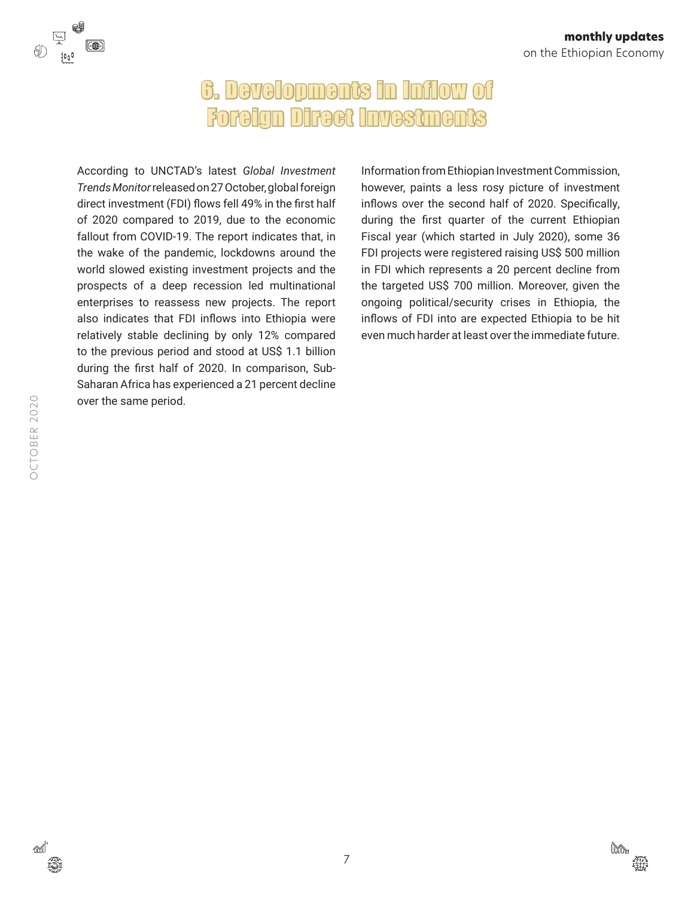# 6. Developments in Inflow of Foreign Direct Investments

According to UNCTAD's latest *Global Investment Trends Monitor* released on 27 October, global foreign direct investment (FDI) flows fell 49% in the first half of 2020 compared to 2019, due to the economic fallout from COVID-19. The report indicates that, in the wake of the pandemic, lockdowns around the world slowed existing investment projects and the prospects of a deep recession led multinational enterprises to reassess new projects. The report also indicates that FDI inflows into Ethiopia were relatively stable declining by only 12% compared to the previous period and stood at US$ 1.1 billion during the first half of 2020. In comparison, Sub-Saharan Africa has experienced a 21 percent decline over the same period.

Information from Ethiopian Investment Commission, however, paints a less rosy picture of investment inflows over the second half of 2020. Specifically, during the first quarter of the current Ethiopian Fiscal year (which started in July 2020), some 36 FDI projects were registered raising US$ 500 million in FDI which represents a 20 percent decline from the targeted US$ 700 million. Moreover, given the ongoing political/security crises in Ethiopia, the inflows of FDI into are expected Ethiopia to be hit even much harder at least over the immediate future.